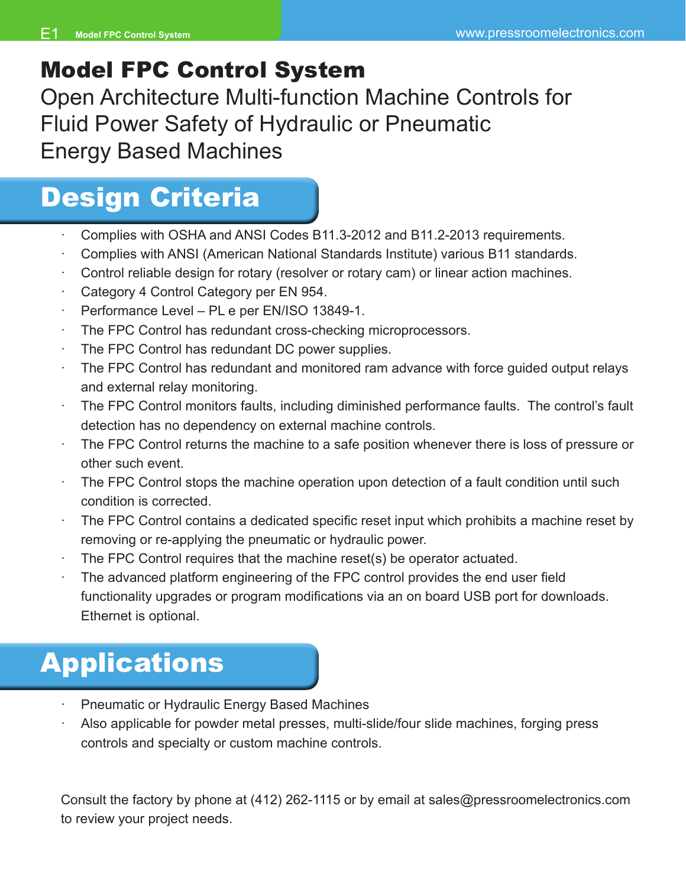# Model FPC Control System

Open Architecture Multi-function Machine Controls for Fluid Power Safety of Hydraulic or Pneumatic Energy Based Machines

## Design Criteria

- Complies with OSHA and ANSI Codes B11.3-2012 and B11.2-2013 requirements.
- Complies with ANSI (American National Standards Institute) various B11 standards.
- Control reliable design for rotary (resolver or rotary cam) or linear action machines.
- Category 4 Control Category per EN 954.
- Performance Level – PL e per EN/ISO 13849-1.
- The FPC Control has redundant cross-checking microprocessors.
- The FPC Control has redundant DC power supplies.
- The FPC Control has redundant and monitored ram advance with force guided output relays and external relay monitoring.
- The FPC Control monitors faults, including diminished performance faults. The control's fault detection has no dependency on external machine controls.
- The FPC Control returns the machine to a safe position whenever there is loss of pressure or other such event.
- The FPC Control stops the machine operation upon detection of a fault condition until such condition is corrected.
- The FPC Control contains a dedicated specific reset input which prohibits a machine reset by removing or re-applying the pneumatic or hydraulic power.
- The FPC Control requires that the machine reset(s) be operator actuated.
- The advanced platform engineering of the FPC control provides the end user field functionality upgrades or program modifications via an on board USB port for downloads. Ethernet is optional.

## Applications

- Pneumatic or Hydraulic Energy Based Machines
- Also applicable for powder metal presses, multi-slide/four slide machines, forging press controls and specialty or custom machine controls.

Consult the factory by phone at (412) 262-1115 or by email at sales@pressroomelectronics.com to review your project needs.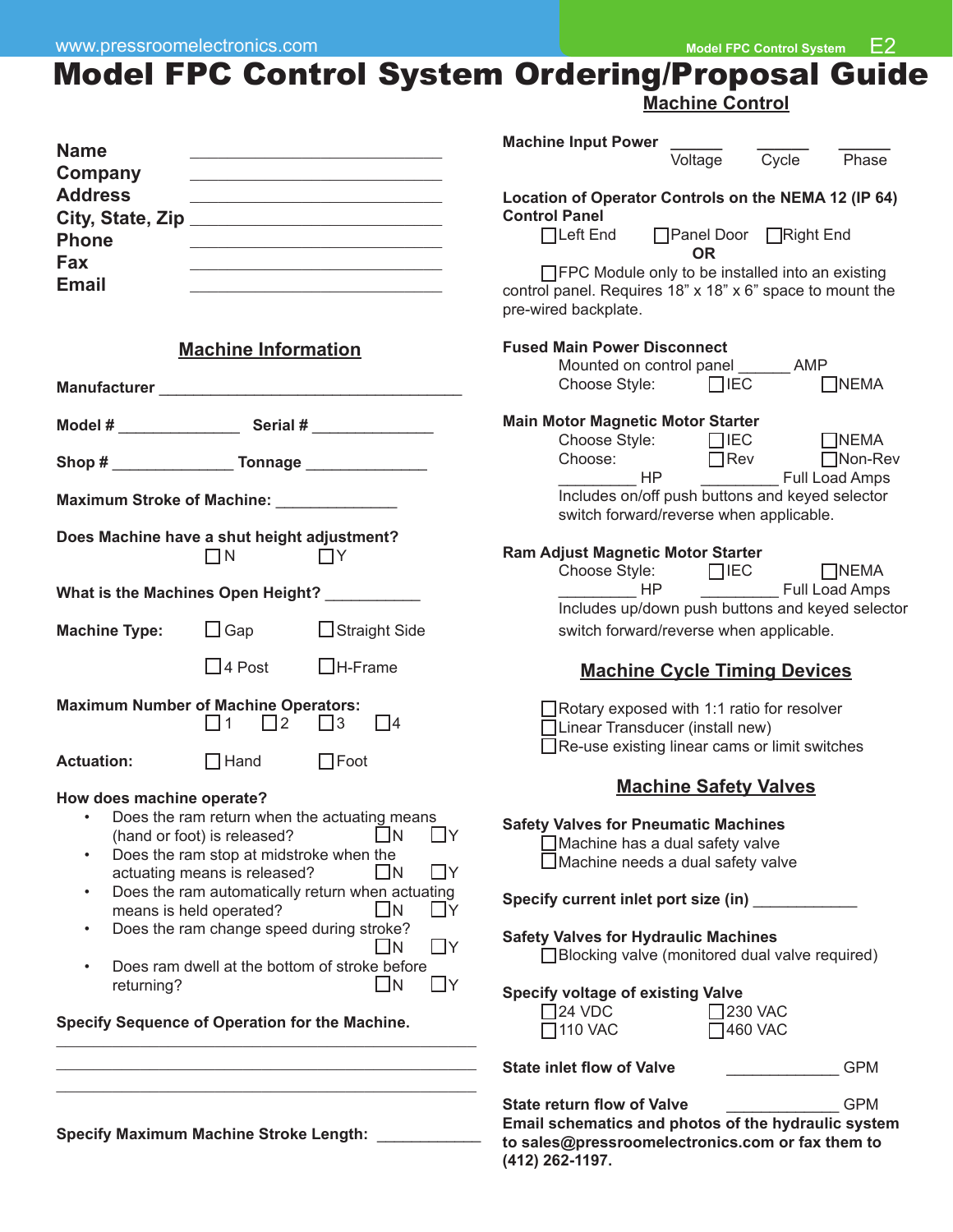# Model FPC Control System Ordering/Proposal Guide

**Name** ______________________
**Company** ______________________
**Address** ______________________
**City, State, Zip** ______________________
**Phone** ______________________
**Fax** ______________________
**Email** ______________________

## Machine Information

**Manufacturer** ______________________

**Model #** ______________ **Serial #** ______________

**Shop #** ______________ **Tonnage** ______________

**Maximum Stroke of Machine:** ______________

**Does Machine have a shut height adjustment?**
☐N ☐Y

**What is the Machines Open Height?** ___________

**Machine Type:** ☐Gap ☐Straight Side ☐4 Post ☐H-Frame

**Maximum Number of Machine Operators:**
☐1 ☐2 ☐3 ☐4

**Actuation:** ☐Hand ☐Foot

**How does machine operate?**

- Does the ram return when the actuating means (hand or foot) is released? ☐N ☐Y
- Does the ram stop at midstroke when the actuating means is released? ☐N ☐Y
- Does the ram automatically return when actuating means is held operated? ☐N ☐Y
- Does the ram change speed during stroke? ☐N ☐Y
- Does ram dwell at the bottom of stroke before returning? ☐N ☐Y

**Specify Sequence of Operation for the Machine.**

______________________________________________
______________________________________________
______________________________________________

**Specify Maximum Machine Stroke Length:** ____________

## Machine Control

**Machine Input Power** ______ Voltage ______ Cycle ______ Phase

**Location of Operator Controls on the NEMA 12 (IP 64) Control Panel**
☐Left End ☐Panel Door ☐Right End
**OR**
☐FPC Module only to be installed into an existing control panel. Requires 18" x 18" x 6" space to mount the pre-wired backplate.

**Fused Main Power Disconnect**
Mounted on control panel ______ AMP
Choose Style: ☐IEC ☐NEMA

**Main Motor Magnetic Motor Starter**
Choose Style: ☐IEC ☐NEMA
Choose: ☐Rev ☐Non-Rev
_________ HP _________ Full Load Amps
Includes on/off push buttons and keyed selector switch forward/reverse when applicable.

**Ram Adjust Magnetic Motor Starter**
Choose Style: ☐IEC ☐NEMA
_________ HP _________ Full Load Amps
Includes up/down push buttons and keyed selector switch forward/reverse when applicable.

## Machine Cycle Timing Devices

☐Rotary exposed with 1:1 ratio for resolver
☐Linear Transducer (install new)
☐Re-use existing linear cams or limit switches

## Machine Safety Valves

**Safety Valves for Pneumatic Machines**
☐Machine has a dual safety valve
☐Machine needs a dual safety valve

**Specify current inlet port size (in)** ____________

**Safety Valves for Hydraulic Machines**
☐Blocking valve (monitored dual valve required)

**Specify voltage of existing Valve**
☐24 VDC ☐230 VAC
☐110 VAC ☐460 VAC

**State inlet flow of Valve** _____________ GPM

**State return flow of Valve** _____________ GPM

**Email schematics and photos of the hydraulic system to sales@pressroomelectronics.com or fax them to (412) 262-1197.**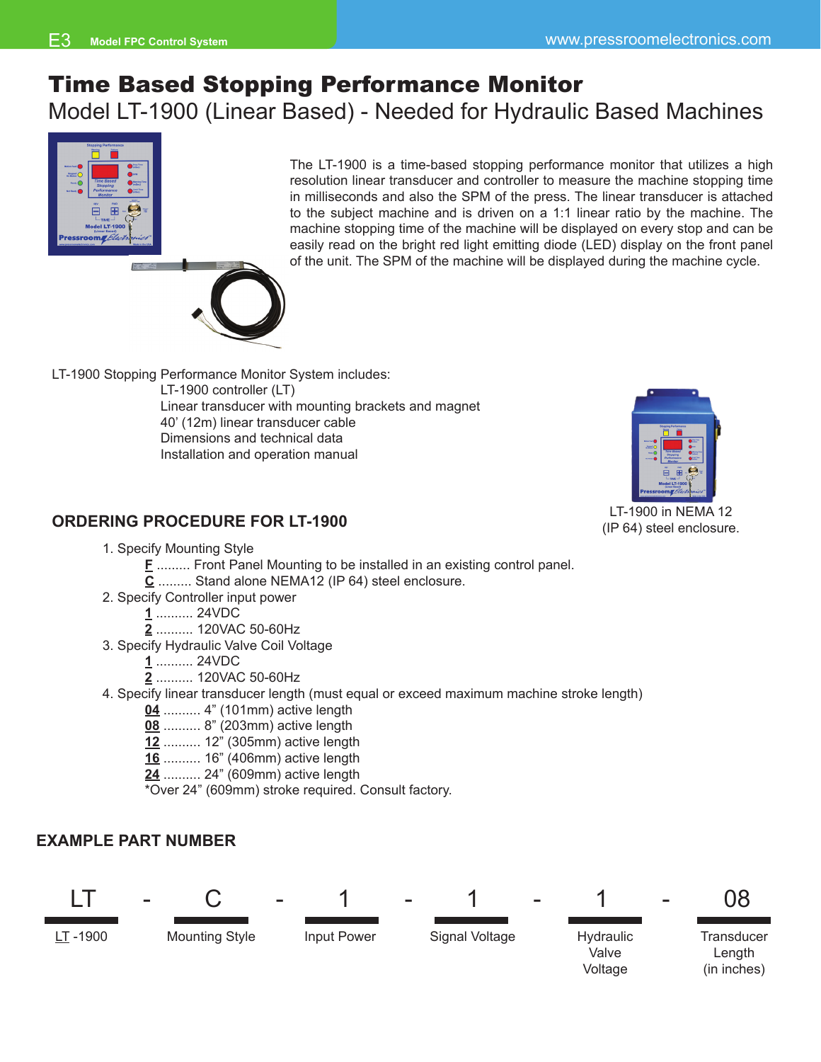# Time Based Stopping Performance Monitor

## Model LT-1900 (Linear Based) - Needed for Hydraulic Based Machines

The LT-1900 is a time-based stopping performance monitor that utilizes a high resolution linear transducer and controller to measure the machine stopping time in milliseconds and also the SPM of the press. The linear transducer is attached to the subject machine and is driven on a 1:1 linear ratio by the machine. The machine stopping time of the machine will be displayed on every stop and can be easily read on the bright red light emitting diode (LED) display on the front panel of the unit. The SPM of the machine will be displayed during the machine cycle.

LT-1900 Stopping Performance Monitor System includes:

- LT-1900 controller (LT)
- Linear transducer with mounting brackets and magnet
- 40' (12m) linear transducer cable
- Dimensions and technical data
- Installation and operation manual

LT-1900 in NEMA 12 (IP 64) steel enclosure.

### ORDERING PROCEDURE FOR LT-1900

1. Specify Mounting Style
   - **F** ......... Front Panel Mounting to be installed in an existing control panel.
   - **C** ......... Stand alone NEMA12 (IP 64) steel enclosure.
2. Specify Controller input power
   - **1** .......... 24VDC
   - **2** .......... 120VAC 50-60Hz
3. Specify Hydraulic Valve Coil Voltage
   - **1** .......... 24VDC
   - **2** .......... 120VAC 50-60Hz
4. Specify linear transducer length (must equal or exceed maximum machine stroke length)
   - **04** .......... 4" (101mm) active length
   - **08** .......... 8" (203mm) active length
   - **12** .......... 12" (305mm) active length
   - **16** .......... 16" (406mm) active length
   - **24** .......... 24" (609mm) active length

   *Over 24" (609mm) stroke required. Consult factory.

### EXAMPLE PART NUMBER

| LT | - | C | - | 1 | - | 1 | - | 1 | - | 08 |
|---|---|---|---|---|---|---|---|---|---|---|
| LT -1900 | | Mounting Style | | Input Power | | Signal Voltage | | Hydraulic Valve Voltage | | Transducer Length (in inches) |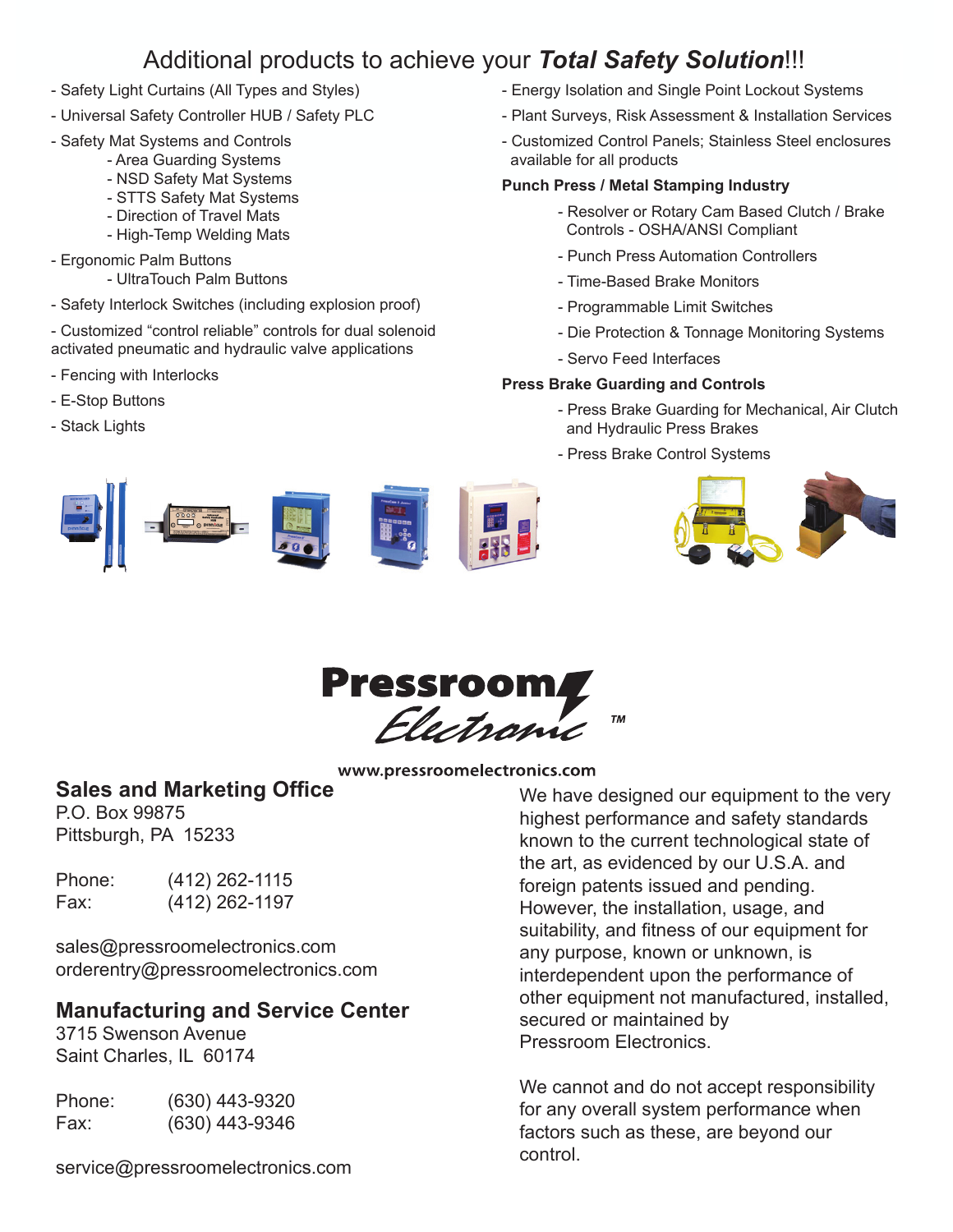# Additional products to achieve your ***Total Safety Solution***!!!

- Safety Light Curtains (All Types and Styles)
- Universal Safety Controller HUB / Safety PLC
- Safety Mat Systems and Controls
  - Area Guarding Systems
  - NSD Safety Mat Systems
  - STTS Safety Mat Systems
  - Direction of Travel Mats
  - High-Temp Welding Mats
- Ergonomic Palm Buttons
  - UltraTouch Palm Buttons
- Safety Interlock Switches (including explosion proof)
- Customized “control reliable” controls for dual solenoid activated pneumatic and hydraulic valve applications
- Fencing with Interlocks
- E-Stop Buttons
- Stack Lights
- Energy Isolation and Single Point Lockout Systems
- Plant Surveys, Risk Assessment & Installation Services
- Customized Control Panels; Stainless Steel enclosures available for all products

**Punch Press / Metal Stamping Industry**

- Resolver or Rotary Cam Based Clutch / Brake Controls - OSHA/ANSI Compliant
- Punch Press Automation Controllers
- Time-Based Brake Monitors
- Programmable Limit Switches
- Die Protection & Tonnage Monitoring Systems
- Servo Feed Interfaces

**Press Brake Guarding and Controls**

- Press Brake Guarding for Mechanical, Air Clutch and Hydraulic Press Brakes
- Press Brake Control Systems

Pressroom Electronic™

www.pressroomelectronics.com

## Sales and Marketing Office

P.O. Box 99875
Pittsburgh, PA 15233

Phone: (412) 262-1115
Fax: (412) 262-1197

sales@pressroomelectronics.com
orderentry@pressroomelectronics.com

## Manufacturing and Service Center

3715 Swenson Avenue
Saint Charles, IL 60174

Phone: (630) 443-9320
Fax: (630) 443-9346

service@pressroomelectronics.com

We have designed our equipment to the very highest performance and safety standards known to the current technological state of the art, as evidenced by our U.S.A. and foreign patents issued and pending. However, the installation, usage, and suitability, and fitness of our equipment for any purpose, known or unknown, is interdependent upon the performance of other equipment not manufactured, installed, secured or maintained by Pressroom Electronics.

We cannot and do not accept responsibility for any overall system performance when factors such as these, are beyond our control.